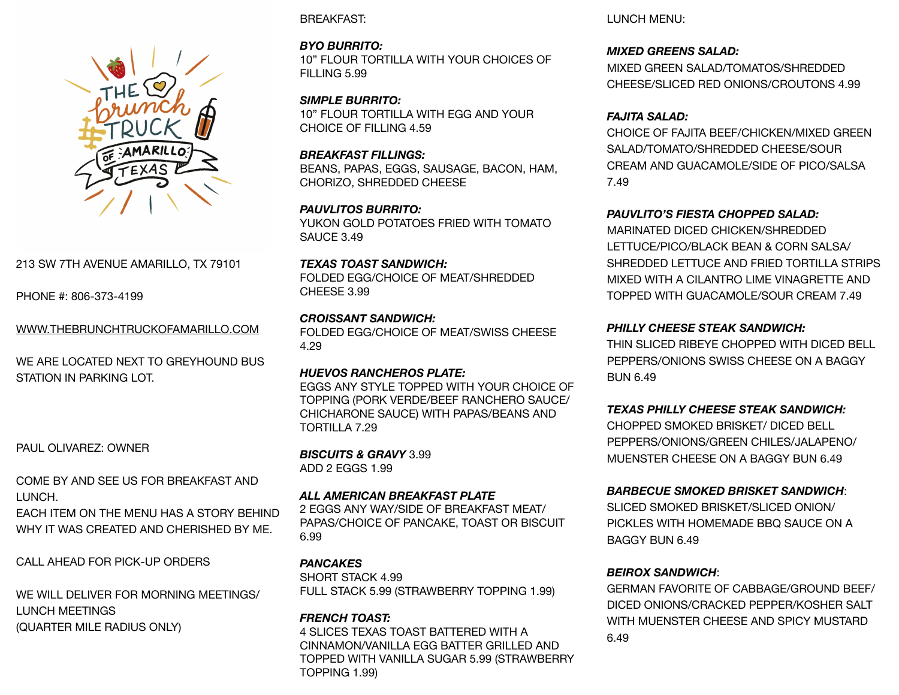THE brunch TRUCK OF AMARILLO TEXAS

213 SW 7TH AVENUE AMARILLO, TX 79101

PHONE #: 806-373-4199

WWW.THEBRUNCHTRUCKOFAMARILLO.COM

WE ARE LOCATED NEXT TO GREYHOUND BUS STATION IN PARKING LOT.

PAUL OLIVAREZ: OWNER

COME BY AND SEE US FOR BREAKFAST AND LUNCH.
EACH ITEM ON THE MENU HAS A STORY BEHIND WHY IT WAS CREATED AND CHERISHED BY ME.

CALL AHEAD FOR PICK-UP ORDERS

WE WILL DELIVER FOR MORNING MEETINGS/ LUNCH MEETINGS
(QUARTER MILE RADIUS ONLY)

## BREAKFAST:

***BYO BURRITO:***
10" FLOUR TORTILLA WITH YOUR CHOICES OF FILLING 5.99

***SIMPLE BURRITO:***
10" FLOUR TORTILLA WITH EGG AND YOUR CHOICE OF FILLING 4.59

***BREAKFAST FILLINGS:***
BEANS, PAPAS, EGGS, SAUSAGE, BACON, HAM, CHORIZO, SHREDDED CHEESE

***PAUVLITOS BURRITO:***
YUKON GOLD POTATOES FRIED WITH TOMATO SAUCE 3.49

***TEXAS TOAST SANDWICH:***
FOLDED EGG/CHOICE OF MEAT/SHREDDED CHEESE 3.99

***CROISSANT SANDWICH:***
FOLDED EGG/CHOICE OF MEAT/SWISS CHEESE 4.29

***HUEVOS RANCHEROS PLATE:***
EGGS ANY STYLE TOPPED WITH YOUR CHOICE OF TOPPING (PORK VERDE/BEEF RANCHERO SAUCE/ CHICHARONE SAUCE) WITH PAPAS/BEANS AND TORTILLA 7.29

***BISCUITS & GRAVY*** 3.99
ADD 2 EGGS 1.99

***ALL AMERICAN BREAKFAST PLATE***
2 EGGS ANY WAY/SIDE OF BREAKFAST MEAT/ PAPAS/CHOICE OF PANCAKE, TOAST OR BISCUIT 6.99

***PANCAKES***
SHORT STACK 4.99
FULL STACK 5.99 (STRAWBERRY TOPPING 1.99)

***FRENCH TOAST:***
4 SLICES TEXAS TOAST BATTERED WITH A CINNAMON/VANILLA EGG BATTER GRILLED AND TOPPED WITH VANILLA SUGAR 5.99 (STRAWBERRY TOPPING 1.99)

## LUNCH MENU:

***MIXED GREENS SALAD:***
MIXED GREEN SALAD/TOMATOS/SHREDDED CHEESE/SLICED RED ONIONS/CROUTONS 4.99

***FAJITA SALAD:***
CHOICE OF FAJITA BEEF/CHICKEN/MIXED GREEN SALAD/TOMATO/SHREDDED CHEESE/SOUR CREAM AND GUACAMOLE/SIDE OF PICO/SALSA 7.49

***PAUVLITO'S FIESTA CHOPPED SALAD:***
MARINATED DICED CHICKEN/SHREDDED LETTUCE/PICO/BLACK BEAN & CORN SALSA/ SHREDDED LETTUCE AND FRIED TORTILLA STRIPS MIXED WITH A CILANTRO LIME VINAGRETTE AND TOPPED WITH GUACAMOLE/SOUR CREAM 7.49

***PHILLY CHEESE STEAK SANDWICH:***
THIN SLICED RIBEYE CHOPPED WITH DICED BELL PEPPERS/ONIONS SWISS CHEESE ON A BAGGY BUN 6.49

***TEXAS PHILLY CHEESE STEAK SANDWICH:***
CHOPPED SMOKED BRISKET/ DICED BELL PEPPERS/ONIONS/GREEN CHILES/JALAPENO/ MUENSTER CHEESE ON A BAGGY BUN 6.49

***BARBECUE SMOKED BRISKET SANDWICH***:
SLICED SMOKED BRISKET/SLICED ONION/ PICKLES WITH HOMEMADE BBQ SAUCE ON A BAGGY BUN 6.49

***BEIROX SANDWICH***:
GERMAN FAVORITE OF CABBAGE/GROUND BEEF/ DICED ONIONS/CRACKED PEPPER/KOSHER SALT WITH MUENSTER CHEESE AND SPICY MUSTARD 6.49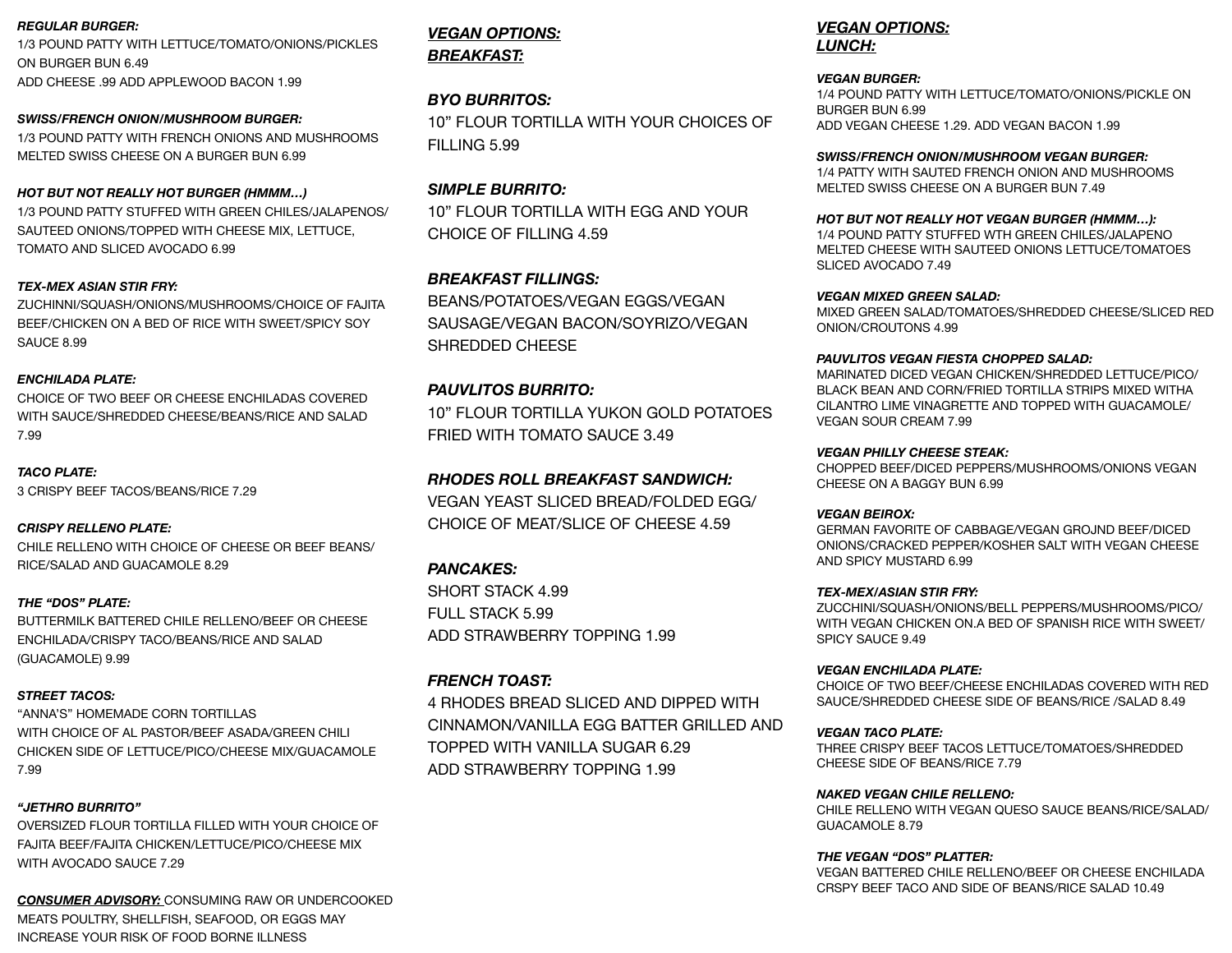***REGULAR BURGER:***
1/3 POUND PATTY WITH LETTUCE/TOMATO/ONIONS/PICKLES ON BURGER BUN 6.49
ADD CHEESE .99 ADD APPLEWOOD BACON 1.99

***SWISS/FRENCH ONION/MUSHROOM BURGER:***
1/3 POUND PATTY WITH FRENCH ONIONS AND MUSHROOMS MELTED SWISS CHEESE ON A BURGER BUN 6.99

***HOT BUT NOT REALLY HOT BURGER (HMMM…)***
1/3 POUND PATTY STUFFED WITH GREEN CHILES/JALAPENOS/ SAUTEED ONIONS/TOPPED WITH CHEESE MIX, LETTUCE, TOMATO AND SLICED AVOCADO 6.99

***TEX-MEX ASIAN STIR FRY:***
ZUCHINNI/SQUASH/ONIONS/MUSHROOMS/CHOICE OF FAJITA BEEF/CHICKEN ON A BED OF RICE WITH SWEET/SPICY SOY SAUCE 8.99

***ENCHILADA PLATE:***
CHOICE OF TWO BEEF OR CHEESE ENCHILADAS COVERED WITH SAUCE/SHREDDED CHEESE/BEANS/RICE AND SALAD 7.99

***TACO PLATE:***
3 CRISPY BEEF TACOS/BEANS/RICE 7.29

***CRISPY RELLENO PLATE:***
CHILE RELLENO WITH CHOICE OF CHEESE OR BEEF BEANS/ RICE/SALAD AND GUACAMOLE 8.29

***THE "DOS" PLATE:***
BUTTERMILK BATTERED CHILE RELLENO/BEEF OR CHEESE ENCHILADA/CRISPY TACO/BEANS/RICE AND SALAD (GUACAMOLE) 9.99

***STREET TACOS:***
"ANNA'S" HOMEMADE CORN TORTILLAS
WITH CHOICE OF AL PASTOR/BEEF ASADA/GREEN CHILI CHICKEN SIDE OF LETTUCE/PICO/CHEESE MIX/GUACAMOLE 7.99

***"JETHRO BURRITO"***
OVERSIZED FLOUR TORTILLA FILLED WITH YOUR CHOICE OF FAJITA BEEF/FAJITA CHICKEN/LETTUCE/PICO/CHEESE MIX WITH AVOCADO SAUCE 7.29

***CONSUMER ADVISORY:*** CONSUMING RAW OR UNDERCOOKED MEATS POULTRY, SHELLFISH, SEAFOOD, OR EGGS MAY INCREASE YOUR RISK OF FOOD BORNE ILLNESS

## ***VEGAN OPTIONS:***
## ***BREAKFAST:***

***BYO BURRITOS:***
10" FLOUR TORTILLA WITH YOUR CHOICES OF FILLING 5.99

***SIMPLE BURRITO:***
10" FLOUR TORTILLA WITH EGG AND YOUR CHOICE OF FILLING 4.59

***BREAKFAST FILLINGS:***
BEANS/POTATOES/VEGAN EGGS/VEGAN SAUSAGE/VEGAN BACON/SOYRIZO/VEGAN SHREDDED CHEESE

***PAUVLITOS BURRITO:***
10" FLOUR TORTILLA YUKON GOLD POTATOES FRIED WITH TOMATO SAUCE 3.49

***RHODES ROLL BREAKFAST SANDWICH:***
VEGAN YEAST SLICED BREAD/FOLDED EGG/ CHOICE OF MEAT/SLICE OF CHEESE 4.59

***PANCAKES:***
SHORT STACK 4.99
FULL STACK 5.99
ADD STRAWBERRY TOPPING 1.99

***FRENCH TOAST:***
4 RHODES BREAD SLICED AND DIPPED WITH CINNAMON/VANILLA EGG BATTER GRILLED AND TOPPED WITH VANILLA SUGAR 6.29
ADD STRAWBERRY TOPPING 1.99

## ***VEGAN OPTIONS:***
## ***LUNCH:***

***VEGAN BURGER:***
1/4 POUND PATTY WITH LETTUCE/TOMATO/ONIONS/PICKLE ON BURGER BUN 6.99
ADD VEGAN CHEESE 1.29. ADD VEGAN BACON 1.99

***SWISS/FRENCH ONION/MUSHROOM VEGAN BURGER:***
1/4 PATTY WITH SAUTED FRENCH ONION AND MUSHROOMS MELTED SWISS CHEESE ON A BURGER BUN 7.49

***HOT BUT NOT REALLY HOT VEGAN BURGER (HMMM…):***
1/4 POUND PATTY STUFFED WTH GREEN CHILES/JALAPENO MELTED CHEESE WITH SAUTEED ONIONS LETTUCE/TOMATOES SLICED AVOCADO 7.49

***VEGAN MIXED GREEN SALAD:***
MIXED GREEN SALAD/TOMATOES/SHREDDED CHEESE/SLICED RED ONION/CROUTONS 4.99

***PAUVLITOS VEGAN FIESTA CHOPPED SALAD:***
MARINATED DICED VEGAN CHICKEN/SHREDDED LETTUCE/PICO/ BLACK BEAN AND CORN/FRIED TORTILLA STRIPS MIXED WITHA CILANTRO LIME VINAGRETTE AND TOPPED WITH GUACAMOLE/ VEGAN SOUR CREAM 7.99

***VEGAN PHILLY CHEESE STEAK:***
CHOPPED BEEF/DICED PEPPERS/MUSHROOMS/ONIONS VEGAN CHEESE ON A BAGGY BUN 6.99

***VEGAN BEIROX:***
GERMAN FAVORITE OF CABBAGE/VEGAN GROJND BEEF/DICED ONIONS/CRACKED PEPPER/KOSHER SALT WITH VEGAN CHEESE AND SPICY MUSTARD 6.99

***TEX-MEX/ASIAN STIR FRY:***
ZUCCHINI/SQUASH/ONIONS/BELL PEPPERS/MUSHROOMS/PICO/ WITH VEGAN CHICKEN ON.A BED OF SPANISH RICE WITH SWEET/ SPICY SAUCE 9.49

***VEGAN ENCHILADA PLATE:***
CHOICE OF TWO BEEF/CHEESE ENCHILADAS COVERED WITH RED SAUCE/SHREDDED CHEESE SIDE OF BEANS/RICE /SALAD 8.49

***VEGAN TACO PLATE:***
THREE CRISPY BEEF TACOS LETTUCE/TOMATOES/SHREDDED CHEESE SIDE OF BEANS/RICE 7.79

***NAKED VEGAN CHILE RELLENO:***
CHILE RELLENO WITH VEGAN QUESO SAUCE BEANS/RICE/SALAD/ GUACAMOLE 8.79

***THE VEGAN "DOS" PLATTER:***
VEGAN BATTERED CHILE RELLENO/BEEF OR CHEESE ENCHILADA CRSPY BEEF TACO AND SIDE OF BEANS/RICE SALAD 10.49